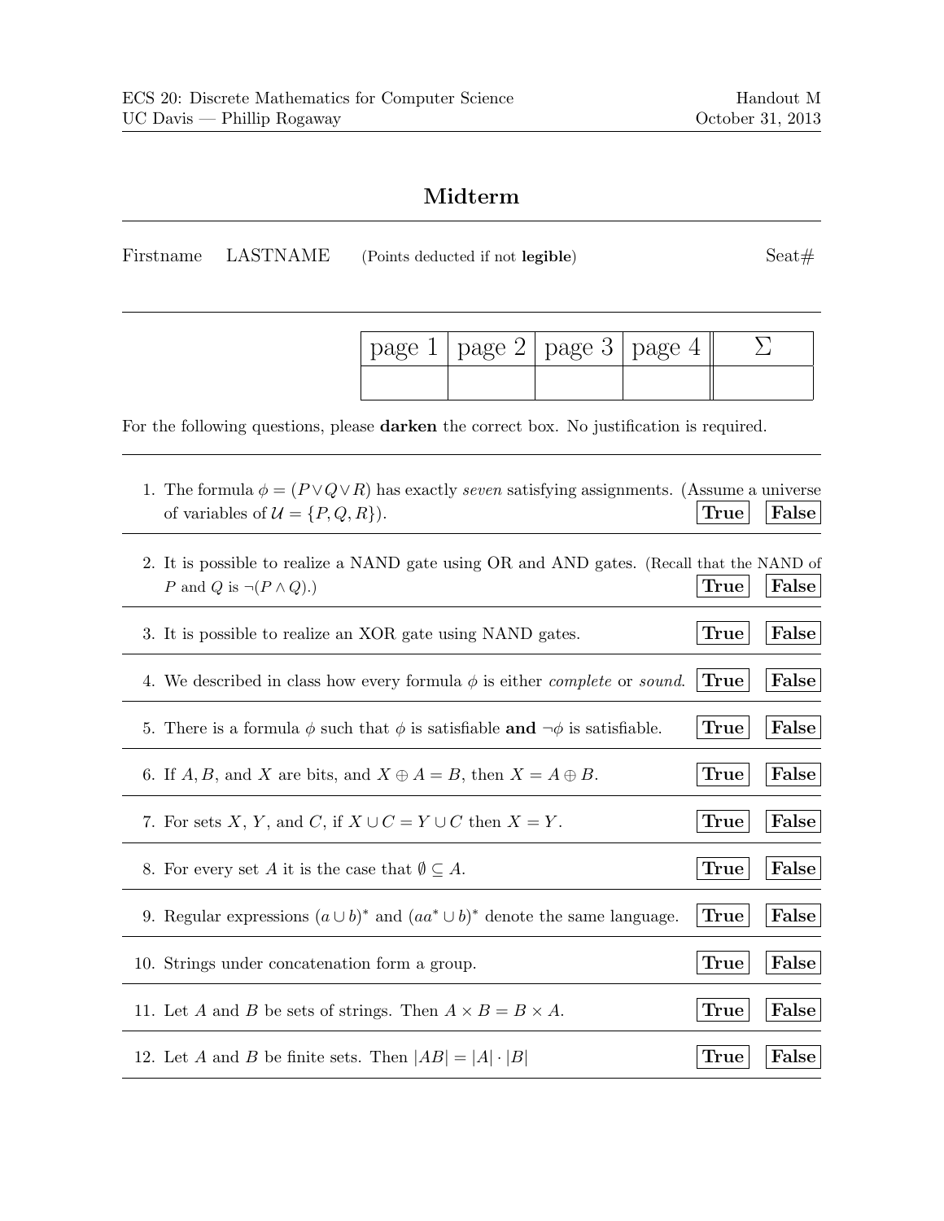ECS 20: Discrete Mathematics for Computer Science — Handout M
UC Davis — Phillip Rogaway — October 31, 2013

# Midterm

Firstname LASTNAME (Points deducted if not **legible**) Seat#

| page 1 | page 2 | page 3 | page 4 | $\Sigma$ |
|---|---|---|---|---|
| | | | | |

For the following questions, please **darken** the correct box. No justification is required.

1. The formula $\phi = (P \vee Q \vee R)$ has exactly *seven* satisfying assignments. (Assume a universe of variables of $\mathcal{U} = \{P, Q, R\}$). **True** **False**

2. It is possible to realize a NAND gate using OR and AND gates. (Recall that the NAND of $P$ and $Q$ is $\neg(P \wedge Q)$.) **True** **False**

3. It is possible to realize an XOR gate using NAND gates. **True** **False**

4. We described in class how every formula $\phi$ is either *complete* or *sound*. **True** **False**

5. There is a formula $\phi$ such that $\phi$ is satisfiable **and** $\neg\phi$ is satisfiable. **True** **False**

6. If $A, B$, and $X$ are bits, and $X \oplus A = B$, then $X = A \oplus B$. **True** **False**

7. For sets $X$, $Y$, and $C$, if $X \cup C = Y \cup C$ then $X = Y$. **True** **False**

8. For every set $A$ it is the case that $\emptyset \subseteq A$. **True** **False**

9. Regular expressions $(a \cup b)^*$ and $(aa^* \cup b)^*$ denote the same language. **True** **False**

10. Strings under concatenation form a group. **True** **False**

11. Let $A$ and $B$ be sets of strings. Then $A \times B = B \times A$. **True** **False**

12. Let $A$ and $B$ be finite sets. Then $|AB| = |A| \cdot |B|$ **True** **False**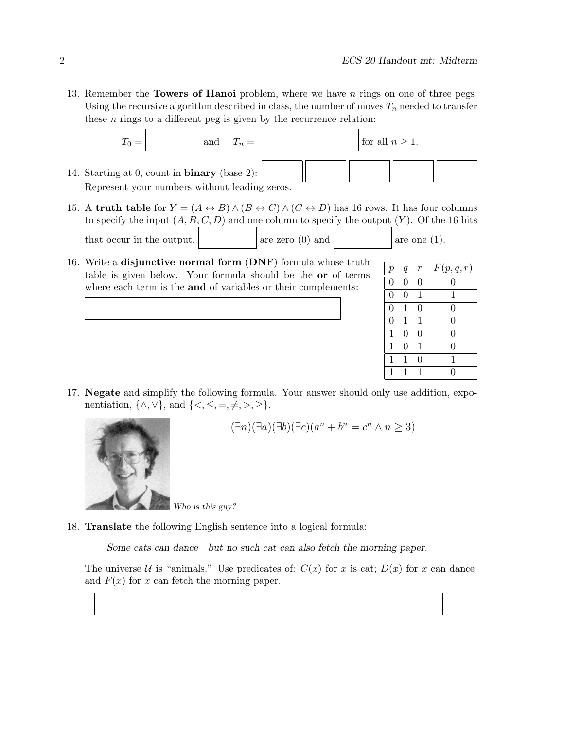13. Remember the **Towers of Hanoi** problem, where we have $n$ rings on one of three pegs. Using the recursive algorithm described in class, the number of moves $T_n$ needed to transfer these $n$ rings to a different peg is given by the recurrence relation:

    $T_0 =$ ______ and $T_n =$ ______ for all $n \geq 1$.

14. Starting at 0, count in **binary** (base-2): ______ ______ ______ ______ ______
    Represent your numbers without leading zeros.

15. A **truth table** for $Y = (A \leftrightarrow B) \wedge (B \leftrightarrow C) \wedge (C \leftrightarrow D)$ has 16 rows. It has four columns to specify the input $(A, B, C, D)$ and one column to specify the output $(Y)$. Of the 16 bits that occur in the output, ______ are zero (0) and ______ are one (1).

16. Write a **disjunctive normal form** (**DNF**) formula whose truth table is given below. Your formula should be the **or** of terms where each term is the **and** of variables or their complements:

    ______

| $p$ | $q$ | $r$ | $F(p, q, r)$ |
|---|---|---|---|
| 0 | 0 | 0 | 0 |
| 0 | 0 | 1 | 1 |
| 0 | 1 | 0 | 0 |
| 0 | 1 | 1 | 0 |
| 1 | 0 | 0 | 0 |
| 1 | 0 | 1 | 0 |
| 1 | 1 | 0 | 1 |
| 1 | 1 | 1 | 0 |

17. **Negate** and simplify the following formula. Your answer should only use addition, exponentiation, $\{\wedge, \vee\}$, and $\{<, \leq, =, \neq, >, \geq\}$.

    $$(\exists n)(\exists a)(\exists b)(\exists c)(a^n + b^n = c^n \wedge n \geq 3)$$

    *Who is this guy?*

18. **Translate** the following English sentence into a logical formula:

    *Some cats can dance—but no such cat can also fetch the morning paper.*

    The universe $\mathcal{U}$ is "animals." Use predicates of: $C(x)$ for $x$ is cat; $D(x)$ for $x$ can dance; and $F(x)$ for $x$ can fetch the morning paper.

    ______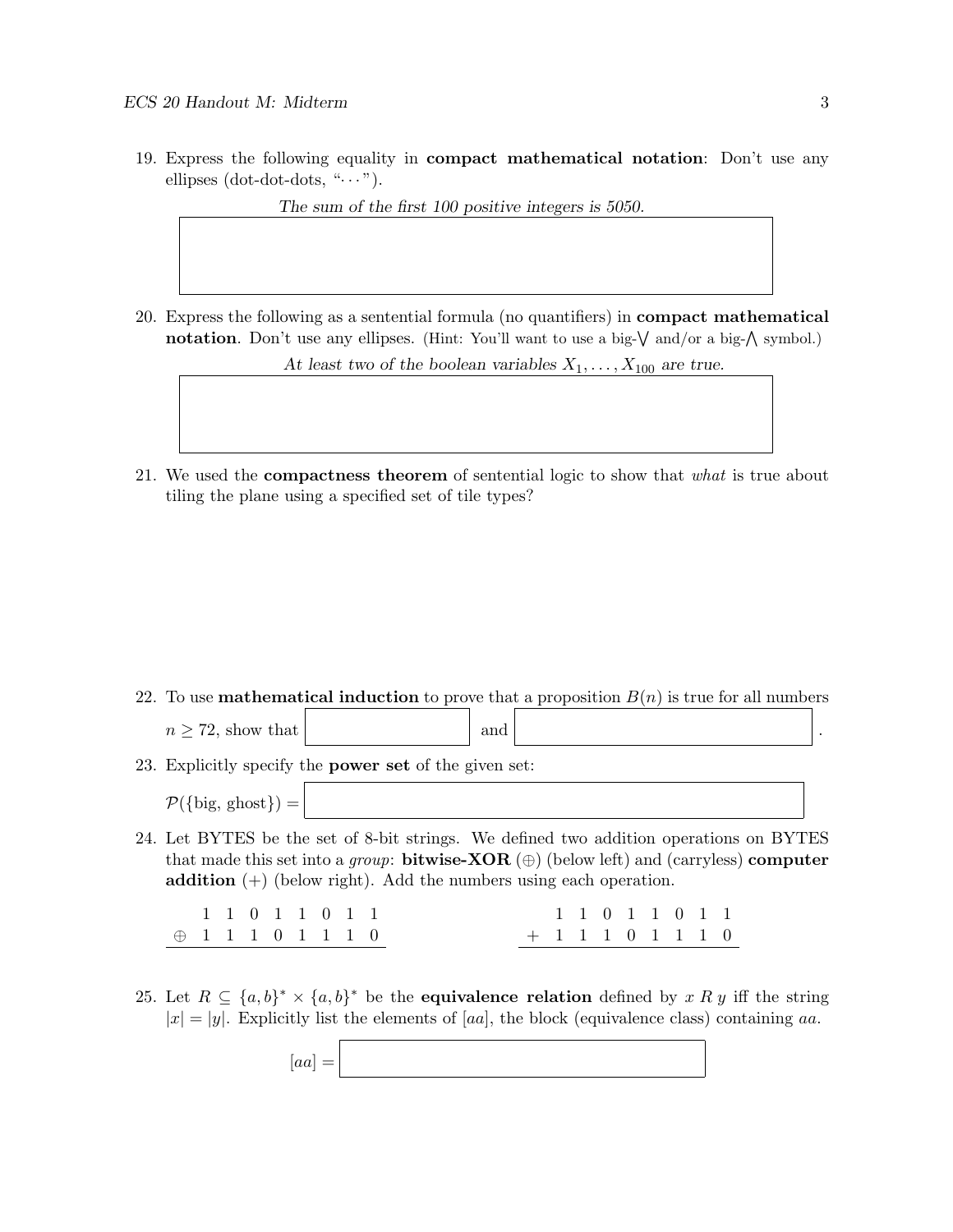19. Express the following equality in **compact mathematical notation**: Don't use any ellipses (dot-dot-dots, "$\cdots$").

    *The sum of the first 100 positive integers is 5050.*

20. Express the following as a sentential formula (no quantifiers) in **compact mathematical notation**. Don't use any ellipses. (Hint: You'll want to use a big-$\bigvee$ and/or a big-$\bigwedge$ symbol.)

    *At least two of the boolean variables $X_1, \ldots, X_{100}$ are true.*

21. We used the **compactness theorem** of sentential logic to show that *what* is true about tiling the plane using a specified set of tile types?

22. To use **mathematical induction** to prove that a proposition $B(n)$ is true for all numbers $n \geq 72$, show that ______ and ______.

23. Explicitly specify the **power set** of the given set:

    $\mathcal{P}(\{\text{big, ghost}\}) =$ ______

24. Let BYTES be the set of 8-bit strings. We defined two addition operations on BYTES that made this set into a *group*: **bitwise-XOR** ($\oplus$) (below left) and (carryless) **computer addition** ($+$) (below right). Add the numbers using each operation.

$$\begin{array}{cccccccccc} & 1 & 1 & 0 & 1 & 1 & 0 & 1 & 1 \\ \oplus & 1 & 1 & 1 & 0 & 1 & 1 & 1 & 0 \\ \hline \end{array} \qquad \begin{array}{cccccccccc} & 1 & 1 & 0 & 1 & 1 & 0 & 1 & 1 \\ + & 1 & 1 & 1 & 0 & 1 & 1 & 1 & 0 \\ \hline \end{array}$$

25. Let $R \subseteq \{a,b\}^* \times \{a,b\}^*$ be the **equivalence relation** defined by $x \mathrel{R} y$ iff the string $|x| = |y|$. Explicitly list the elements of $[aa]$, the block (equivalence class) containing $aa$.

    $[aa] =$ ______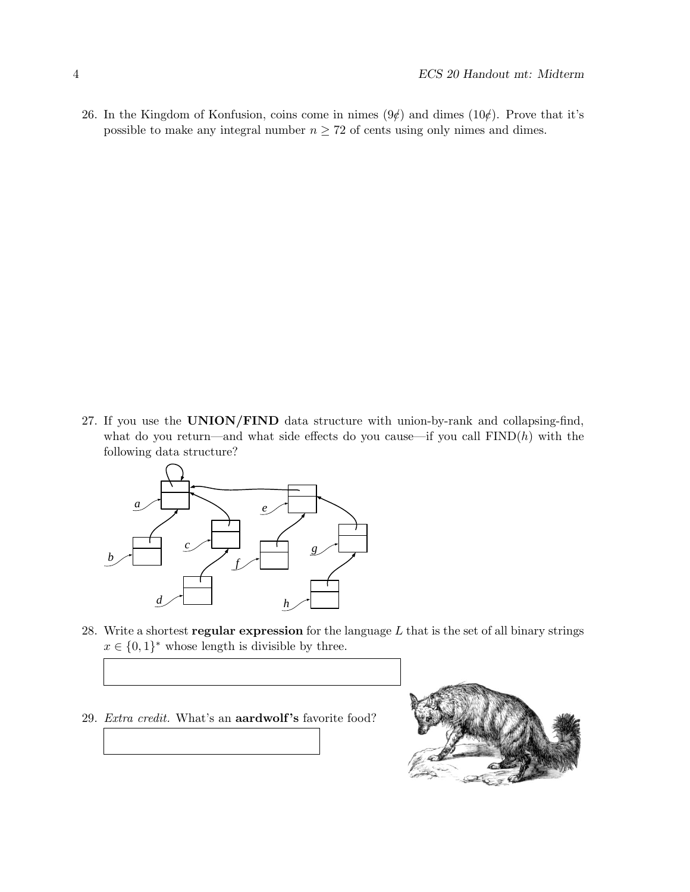26. In the Kingdom of Konfusion, coins come in nimes (9¢) and dimes (10¢). Prove that it's possible to make any integral number $n \geq 72$ of cents using only nimes and dimes.

27. If you use the **UNION/FIND** data structure with union-by-rank and collapsing-find, what do you return—and what side effects do you cause—if you call FIND($h$) with the following data structure?

a

e

c

g

b

f

d

h

28. Write a shortest **regular expression** for the language $L$ that is the set of all binary strings $x \in \{0, 1\}^*$ whose length is divisible by three.

29. *Extra credit.* What's an **aardwolf's** favorite food?